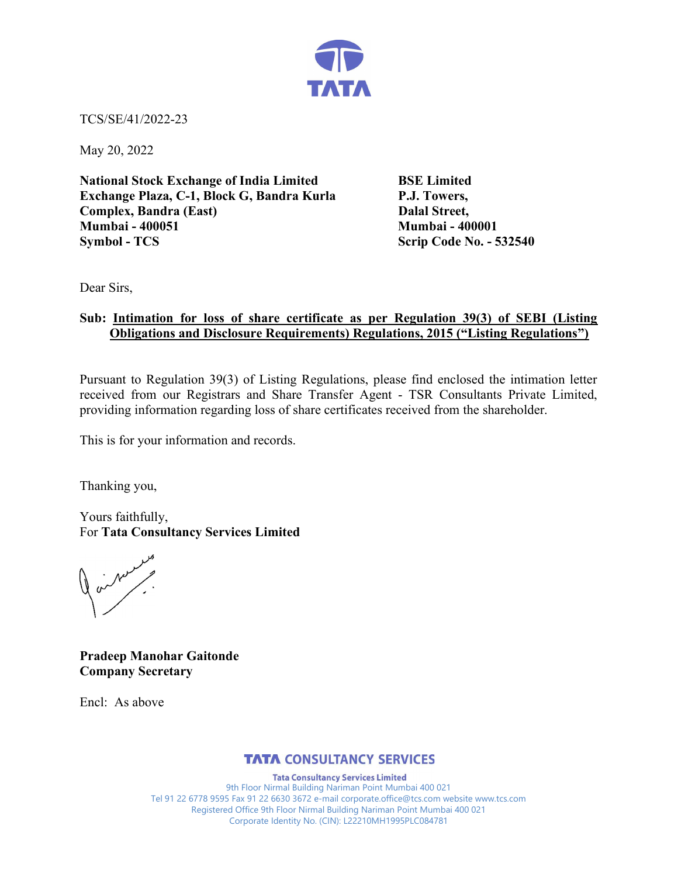TCS/SE/41/2022-23

May 20, 2022

**National Stock Exchange of India Limited**
**Exchange Plaza, C-1, Block G, Bandra Kurla Complex, Bandra (East)**
**Mumbai - 400051**
**Symbol - TCS**

**BSE Limited**
**P.J. Towers,**
**Dalal Street,**
**Mumbai - 400001**
**Scrip Code No. - 532540**

Dear Sirs,

**Sub: Intimation for loss of share certificate as per Regulation 39(3) of SEBI (Listing Obligations and Disclosure Requirements) Regulations, 2015 ("Listing Regulations")**

Pursuant to Regulation 39(3) of Listing Regulations, please find enclosed the intimation letter received from our Registrars and Share Transfer Agent - TSR Consultants Private Limited, providing information regarding loss of share certificates received from the shareholder.

This is for your information and records.

Thanking you,

Yours faithfully,
For **Tata Consultancy Services Limited**

**Pradeep Manohar Gaitonde**
**Company Secretary**

Encl: As above

**TATA CONSULTANCY SERVICES**

**Tata Consultancy Services Limited**
9th Floor Nirmal Building Nariman Point Mumbai 400 021
Tel 91 22 6778 9595 Fax 91 22 6630 3672 e-mail corporate.office@tcs.com website www.tcs.com
Registered Office 9th Floor Nirmal Building Nariman Point Mumbai 400 021
Corporate Identity No. (CIN): L22210MH1995PLC084781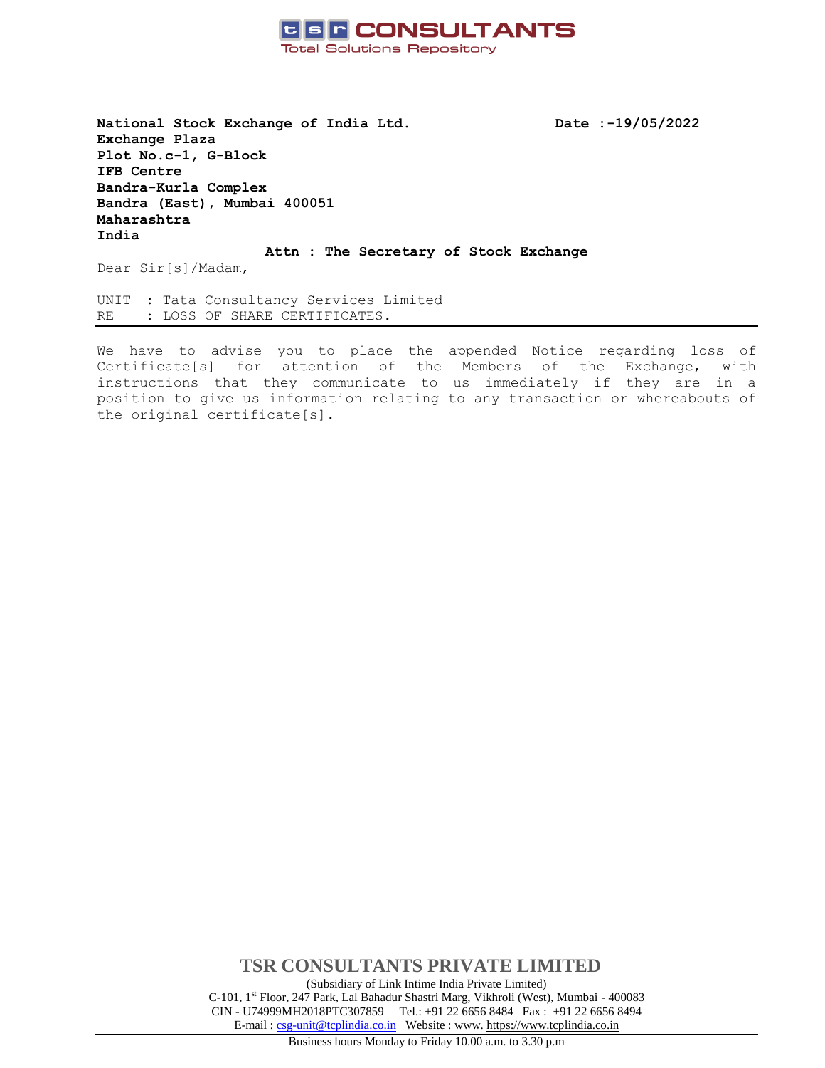**tsr CONSULTANTS**
Total Solutions Repository

**National Stock Exchange of India Ltd.**
**Exchange Plaza**
**Plot No.c-1, G-Block**
**IFB Centre**
**Bandra-Kurla Complex**
**Bandra (East), Mumbai 400051**
**Maharashtra**
**India**

**Date :-19/05/2022**

**Attn : The Secretary of Stock Exchange**

Dear Sir[s]/Madam,

UNIT : Tata Consultancy Services Limited
RE : LOSS OF SHARE CERTIFICATES.

---

We have to advise you to place the appended Notice regarding loss of Certificate[s] for attention of the Members of the Exchange, with instructions that they communicate to us immediately if they are in a position to give us information relating to any transaction or whereabouts of the original certificate[s].

**TSR CONSULTANTS PRIVATE LIMITED**
(Subsidiary of Link Intime India Private Limited)
C-101, 1st Floor, 247 Park, Lal Bahadur Shastri Marg, Vikhroli (West), Mumbai - 400083
CIN - U74999MH2018PTC307859 Tel.: +91 22 6656 8484 Fax : +91 22 6656 8494
E-mail : csg-unit@tcplindia.co.in Website : www. https://www.tcplindia.co.in

Business hours Monday to Friday 10.00 a.m. to 3.30 p.m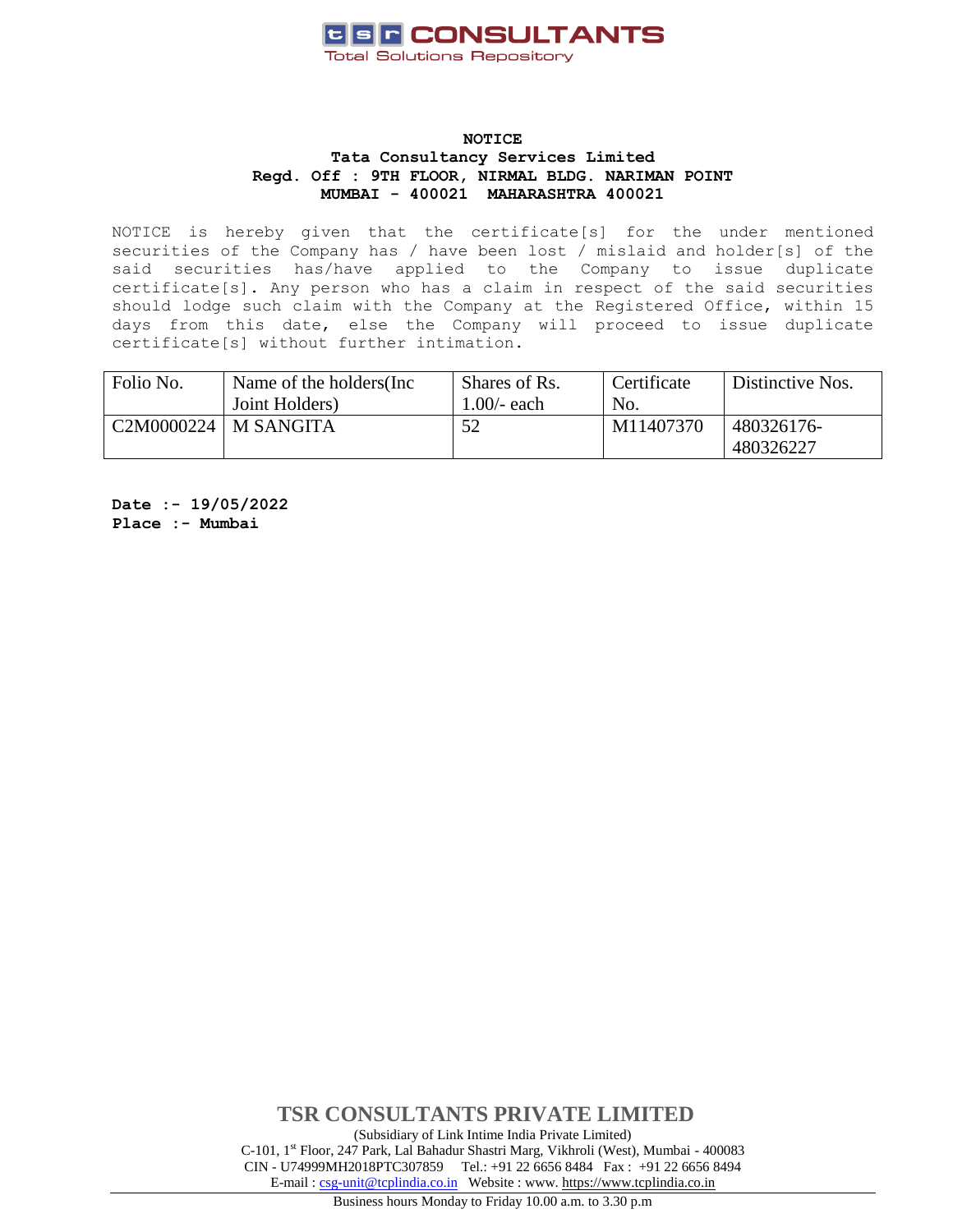TSR CONSULTANTS
Total Solutions Repository

**NOTICE**
**Tata Consultancy Services Limited**
**Regd. Off : 9TH FLOOR, NIRMAL BLDG. NARIMAN POINT**
**MUMBAI - 400021 MAHARASHTRA 400021**

NOTICE is hereby given that the certificate[s] for the under mentioned securities of the Company has / have been lost / mislaid and holder[s] of the said securities has/have applied to the Company to issue duplicate certificate[s]. Any person who has a claim in respect of the said securities should lodge such claim with the Company at the Registered Office, within 15 days from this date, else the Company will proceed to issue duplicate certificate[s] without further intimation.

| Folio No. | Name of the holders(Inc Joint Holders) | Shares of Rs. 1.00/- each | Certificate No. | Distinctive Nos. |
|---|---|---|---|---|
| C2M0000224 | M SANGITA | 52 | M11407370 | 480326176-480326227 |

**Date :- 19/05/2022**
**Place :- Mumbai**

**TSR CONSULTANTS PRIVATE LIMITED**
(Subsidiary of Link Intime India Private Limited)
C-101, 1st Floor, 247 Park, Lal Bahadur Shastri Marg, Vikhroli (West), Mumbai - 400083
CIN - U74999MH2018PTC307859 Tel.: +91 22 6656 8484 Fax : +91 22 6656 8494
E-mail : csg-unit@tcplindia.co.in Website : www. https://www.tcplindia.co.in
Business hours Monday to Friday 10.00 a.m. to 3.30 p.m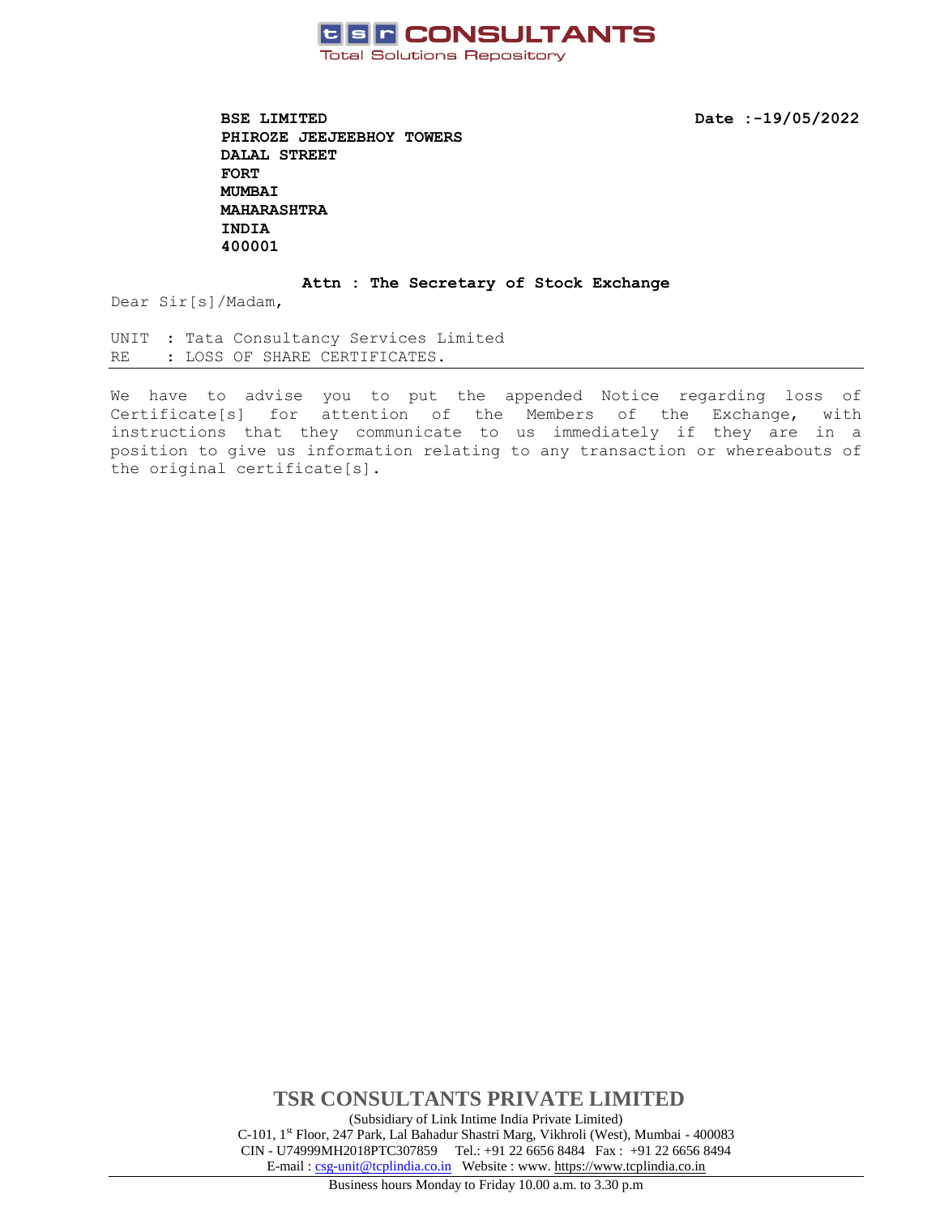**TSR CONSULTANTS**
Total Solutions Repository

**BSE LIMITED**
**PHIROZE JEEJEEBHOY TOWERS**
**DALAL STREET**
**FORT**
**MUMBAI**
**MAHARASHTRA**
**INDIA**
**400001**

**Date :-19/05/2022**

**Attn : The Secretary of Stock Exchange**

Dear Sir[s]/Madam,

UNIT : Tata Consultancy Services Limited
RE : LOSS OF SHARE CERTIFICATES.

---

We have to advise you to put the appended Notice regarding loss of Certificate[s] for attention of the Members of the Exchange, with instructions that they communicate to us immediately if they are in a position to give us information relating to any transaction or whereabouts of the original certificate[s].

**TSR CONSULTANTS PRIVATE LIMITED**
(Subsidiary of Link Intime India Private Limited)
C-101, 1st Floor, 247 Park, Lal Bahadur Shastri Marg, Vikhroli (West), Mumbai - 400083
CIN - U74999MH2018PTC307859 Tel.: +91 22 6656 8484 Fax : +91 22 6656 8494
E-mail : csg-unit@tcplindia.co.in Website : www. https://www.tcplindia.co.in

Business hours Monday to Friday 10.00 a.m. to 3.30 p.m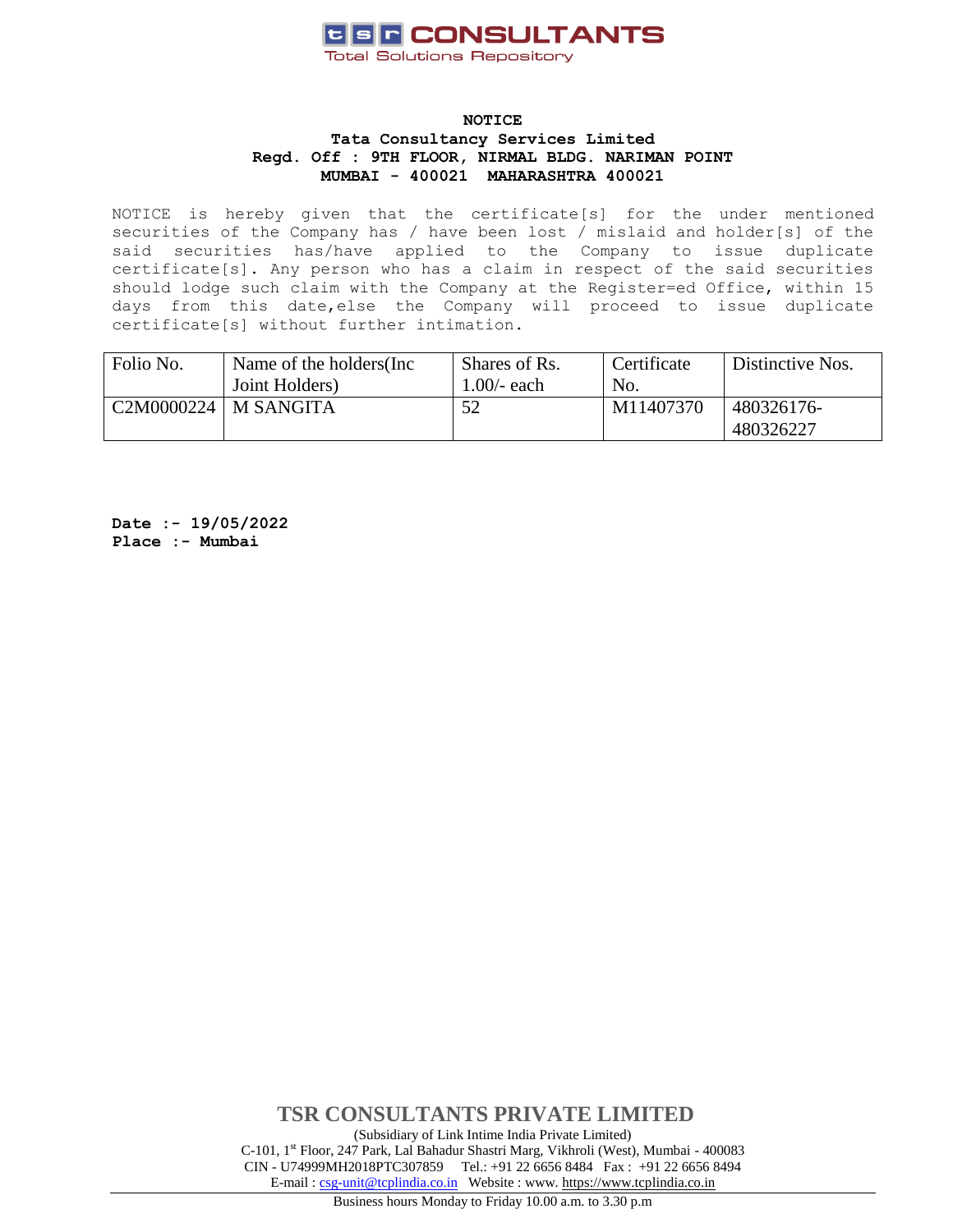**tsr CONSULTANTS**
Total Solutions Repository

**NOTICE**
**Tata Consultancy Services Limited**
**Regd. Off : 9TH FLOOR, NIRMAL BLDG. NARIMAN POINT**
**MUMBAI - 400021 MAHARASHTRA 400021**

NOTICE is hereby given that the certificate[s] for the under mentioned securities of the Company has / have been lost / mislaid and holder[s] of the said securities has/have applied to the Company to issue duplicate certificate[s]. Any person who has a claim in respect of the said securities should lodge such claim with the Company at the Register=ed Office, within 15 days from this date,else the Company will proceed to issue duplicate certificate[s] without further intimation.

| Folio No. | Name of the holders(Inc Joint Holders) | Shares of Rs. 1.00/- each | Certificate No. | Distinctive Nos. |
|---|---|---|---|---|
| C2M0000224 | M SANGITA | 52 | M11407370 | 480326176-480326227 |

**Date :- 19/05/2022**
**Place :- Mumbai**

**TSR CONSULTANTS PRIVATE LIMITED**
(Subsidiary of Link Intime India Private Limited)
C-101, 1st Floor, 247 Park, Lal Bahadur Shastri Marg, Vikhroli (West), Mumbai - 400083
CIN - U74999MH2018PTC307859 Tel.: +91 22 6656 8484 Fax : +91 22 6656 8494
E-mail : csg-unit@tcplindia.co.in Website : www. https://www.tcplindia.co.in

Business hours Monday to Friday 10.00 a.m. to 3.30 p.m